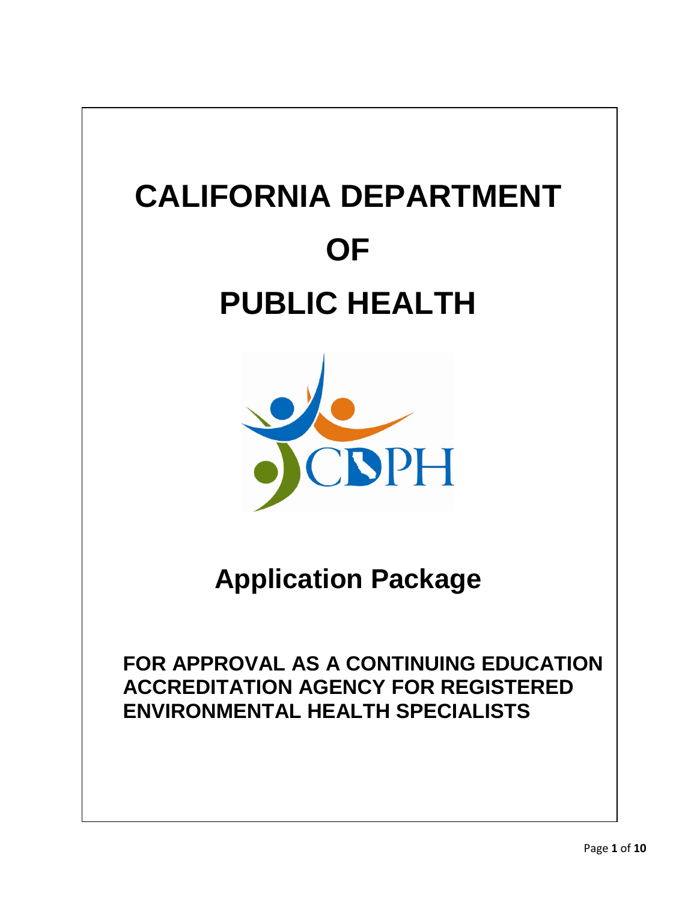# CALIFORNIA DEPARTMENT OF PUBLIC HEALTH

## Application Package

### FOR APPROVAL AS A CONTINUING EDUCATION ACCREDITATION AGENCY FOR REGISTERED ENVIRONMENTAL HEALTH SPECIALISTS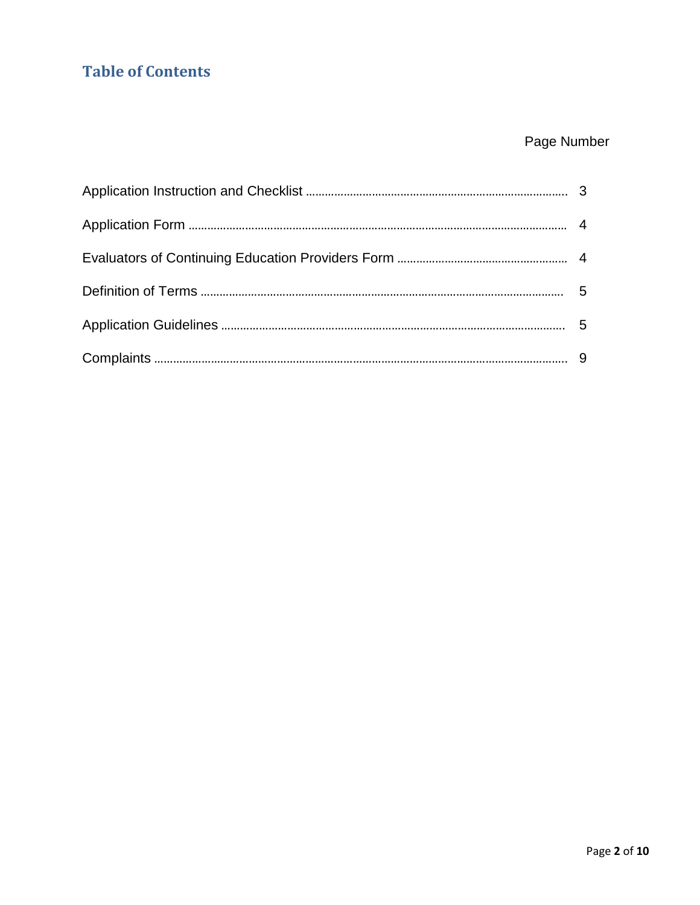## Table of Contents

| | Page Number |
|---|---|
| Application Instruction and Checklist | 3 |
| Application Form | 4 |
| Evaluators of Continuing Education Providers Form | 4 |
| Definition of Terms | 5 |
| Application Guidelines | 5 |
| Complaints | 9 |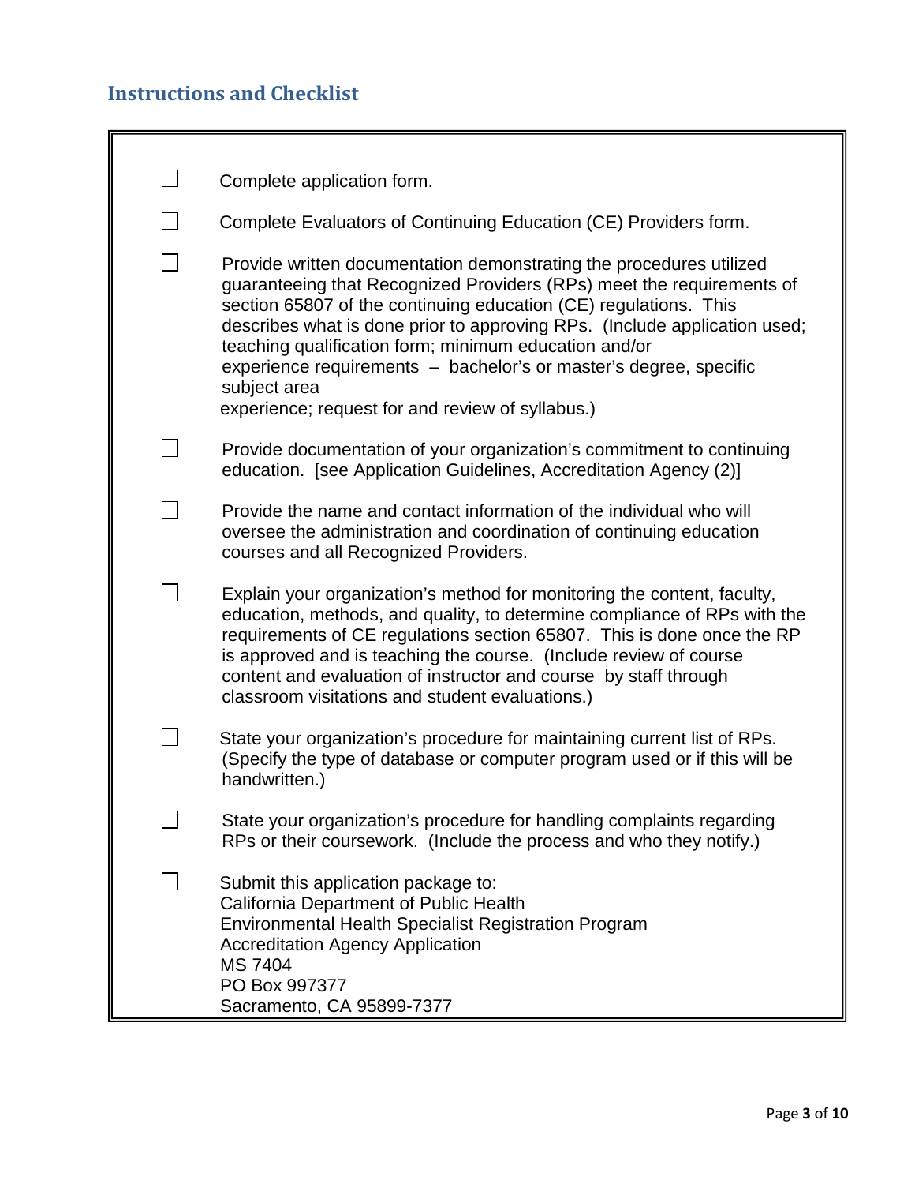## Instructions and Checklist

- [ ] Complete application form.
- [ ] Complete Evaluators of Continuing Education (CE) Providers form.
- [ ] Provide written documentation demonstrating the procedures utilized guaranteeing that Recognized Providers (RPs) meet the requirements of section 65807 of the continuing education (CE) regulations. This describes what is done prior to approving RPs. (Include application used; teaching qualification form; minimum education and/or experience requirements – bachelor's or master's degree, specific subject area experience; request for and review of syllabus.)
- [ ] Provide documentation of your organization's commitment to continuing education. [see Application Guidelines, Accreditation Agency (2)]
- [ ] Provide the name and contact information of the individual who will oversee the administration and coordination of continuing education courses and all Recognized Providers.
- [ ] Explain your organization's method for monitoring the content, faculty, education, methods, and quality, to determine compliance of RPs with the requirements of CE regulations section 65807. This is done once the RP is approved and is teaching the course. (Include review of course content and evaluation of instructor and course by staff through classroom visitations and student evaluations.)
- [ ] State your organization's procedure for maintaining current list of RPs. (Specify the type of database or computer program used or if this will be handwritten.)
- [ ] State your organization's procedure for handling complaints regarding RPs or their coursework. (Include the process and who they notify.)
- [ ] Submit this application package to:
  California Department of Public Health
  Environmental Health Specialist Registration Program
  Accreditation Agency Application
  MS 7404
  PO Box 997377
  Sacramento, CA 95899-7377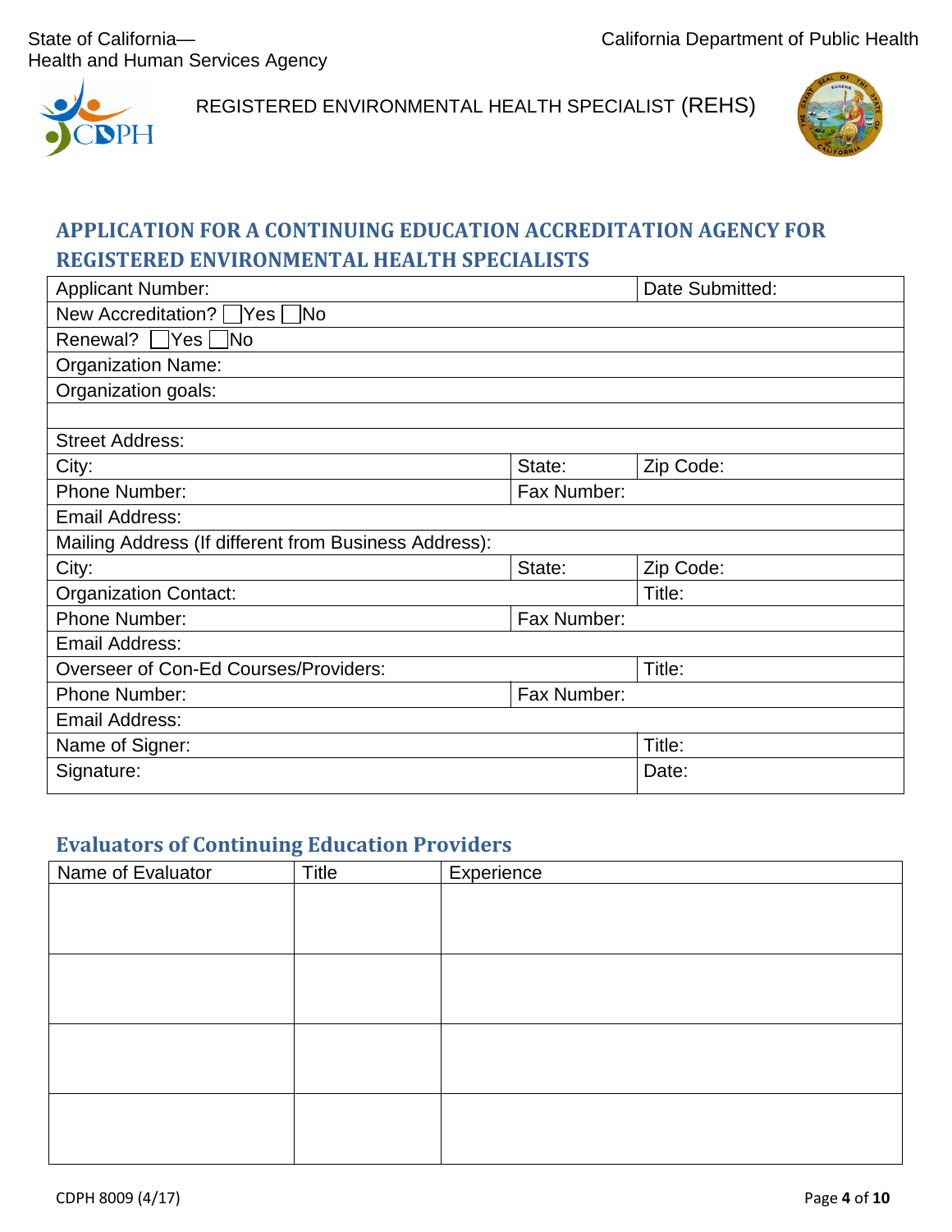State of California—
Health and Human Services Agency

California Department of Public Health

REGISTERED ENVIRONMENTAL HEALTH SPECIALIST (REHS)

## APPLICATION FOR A CONTINUING EDUCATION ACCREDITATION AGENCY FOR REGISTERED ENVIRONMENTAL HEALTH SPECIALISTS

| Applicant Number: | | Date Submitted: |
|---|---|---|
| New Accreditation? ☐Yes ☐No | | |
| Renewal? ☐Yes ☐No | | |
| Organization Name: | | |
| Organization goals: | | |
| | | |
| Street Address: | | |
| City: | State: | Zip Code: |
| Phone Number: | Fax Number: | |
| Email Address: | | |
| Mailing Address (If different from Business Address): | | |
| City: | State: | Zip Code: |
| Organization Contact: | | Title: |
| Phone Number: | Fax Number: | |
| Email Address: | | |
| Overseer of Con-Ed Courses/Providers: | | Title: |
| Phone Number: | Fax Number: | |
| Email Address: | | |
| Name of Signer: | | Title: |
| Signature: | | Date: |

## Evaluators of Continuing Education Providers

| Name of Evaluator | Title | Experience |
|---|---|---|
| | | |
| | | |
| | | |
| | | |

CDPH 8009 (4/17)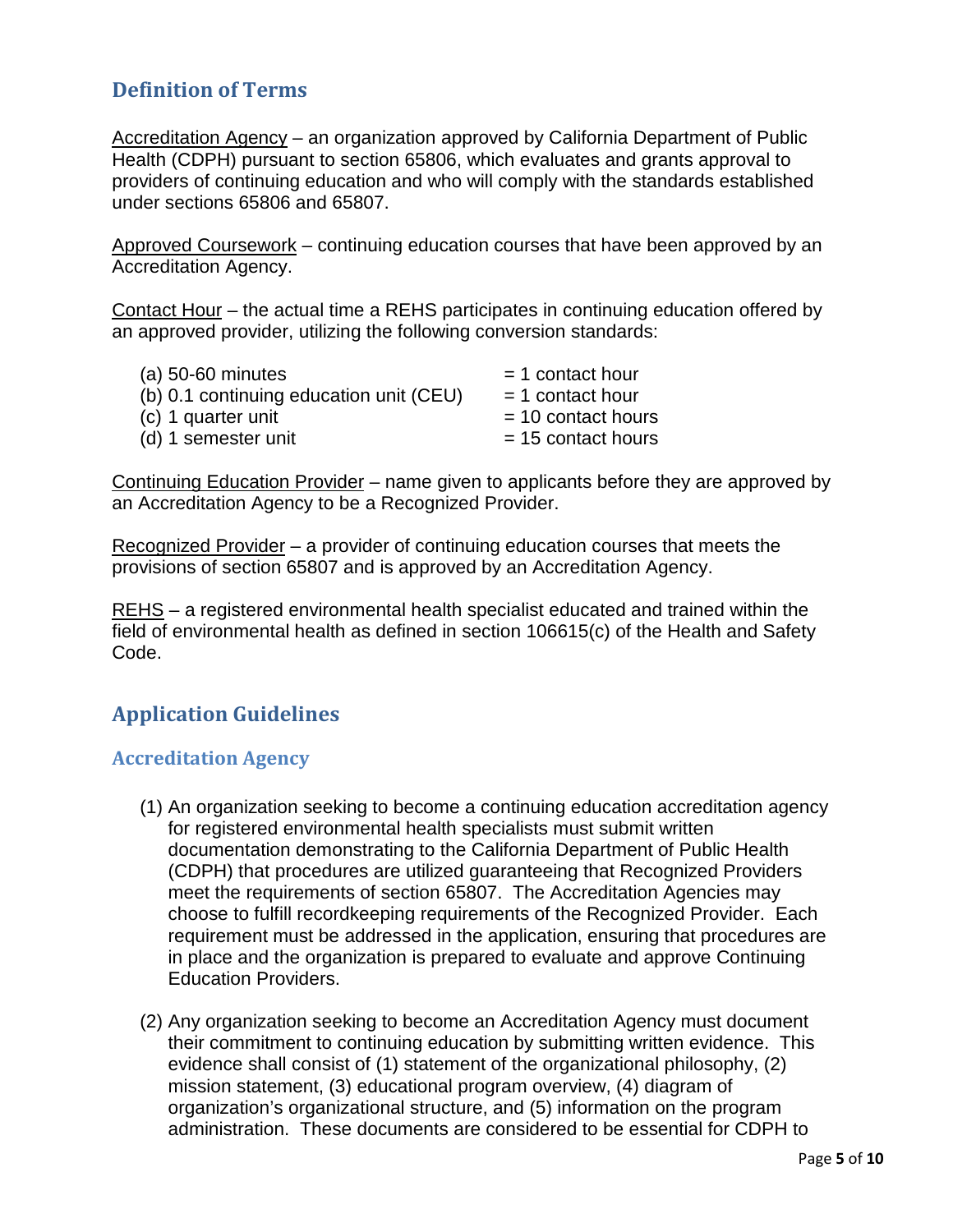## Definition of Terms

Accreditation Agency – an organization approved by California Department of Public Health (CDPH) pursuant to section 65806, which evaluates and grants approval to providers of continuing education and who will comply with the standards established under sections 65806 and 65807.

Approved Coursework – continuing education courses that have been approved by an Accreditation Agency.

Contact Hour – the actual time a REHS participates in continuing education offered by an approved provider, utilizing the following conversion standards:

| | |
|---|---|
| (a) 50-60 minutes | = 1 contact hour |
| (b) 0.1 continuing education unit (CEU) | = 1 contact hour |
| (c) 1 quarter unit | = 10 contact hours |
| (d) 1 semester unit | = 15 contact hours |

Continuing Education Provider – name given to applicants before they are approved by an Accreditation Agency to be a Recognized Provider.

Recognized Provider – a provider of continuing education courses that meets the provisions of section 65807 and is approved by an Accreditation Agency.

REHS – a registered environmental health specialist educated and trained within the field of environmental health as defined in section 106615(c) of the Health and Safety Code.

## Application Guidelines

### Accreditation Agency

(1) An organization seeking to become a continuing education accreditation agency for registered environmental health specialists must submit written documentation demonstrating to the California Department of Public Health (CDPH) that procedures are utilized guaranteeing that Recognized Providers meet the requirements of section 65807. The Accreditation Agencies may choose to fulfill recordkeeping requirements of the Recognized Provider. Each requirement must be addressed in the application, ensuring that procedures are in place and the organization is prepared to evaluate and approve Continuing Education Providers.

(2) Any organization seeking to become an Accreditation Agency must document their commitment to continuing education by submitting written evidence. This evidence shall consist of (1) statement of the organizational philosophy, (2) mission statement, (3) educational program overview, (4) diagram of organization's organizational structure, and (5) information on the program administration. These documents are considered to be essential for CDPH to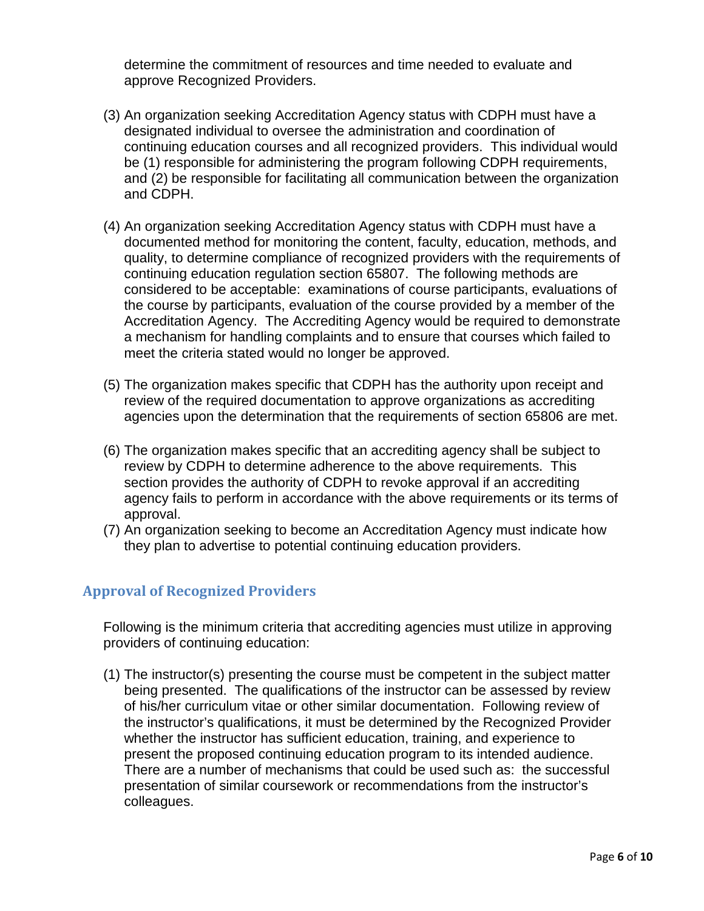determine the commitment of resources and time needed to evaluate and approve Recognized Providers.

(3) An organization seeking Accreditation Agency status with CDPH must have a designated individual to oversee the administration and coordination of continuing education courses and all recognized providers. This individual would be (1) responsible for administering the program following CDPH requirements, and (2) be responsible for facilitating all communication between the organization and CDPH.

(4) An organization seeking Accreditation Agency status with CDPH must have a documented method for monitoring the content, faculty, education, methods, and quality, to determine compliance of recognized providers with the requirements of continuing education regulation section 65807. The following methods are considered to be acceptable: examinations of course participants, evaluations of the course by participants, evaluation of the course provided by a member of the Accreditation Agency. The Accrediting Agency would be required to demonstrate a mechanism for handling complaints and to ensure that courses which failed to meet the criteria stated would no longer be approved.

(5) The organization makes specific that CDPH has the authority upon receipt and review of the required documentation to approve organizations as accrediting agencies upon the determination that the requirements of section 65806 are met.

(6) The organization makes specific that an accrediting agency shall be subject to review by CDPH to determine adherence to the above requirements. This section provides the authority of CDPH to revoke approval if an accrediting agency fails to perform in accordance with the above requirements or its terms of approval.

(7) An organization seeking to become an Accreditation Agency must indicate how they plan to advertise to potential continuing education providers.

## Approval of Recognized Providers

Following is the minimum criteria that accrediting agencies must utilize in approving providers of continuing education:

(1) The instructor(s) presenting the course must be competent in the subject matter being presented. The qualifications of the instructor can be assessed by review of his/her curriculum vitae or other similar documentation. Following review of the instructor's qualifications, it must be determined by the Recognized Provider whether the instructor has sufficient education, training, and experience to present the proposed continuing education program to its intended audience. There are a number of mechanisms that could be used such as: the successful presentation of similar coursework or recommendations from the instructor's colleagues.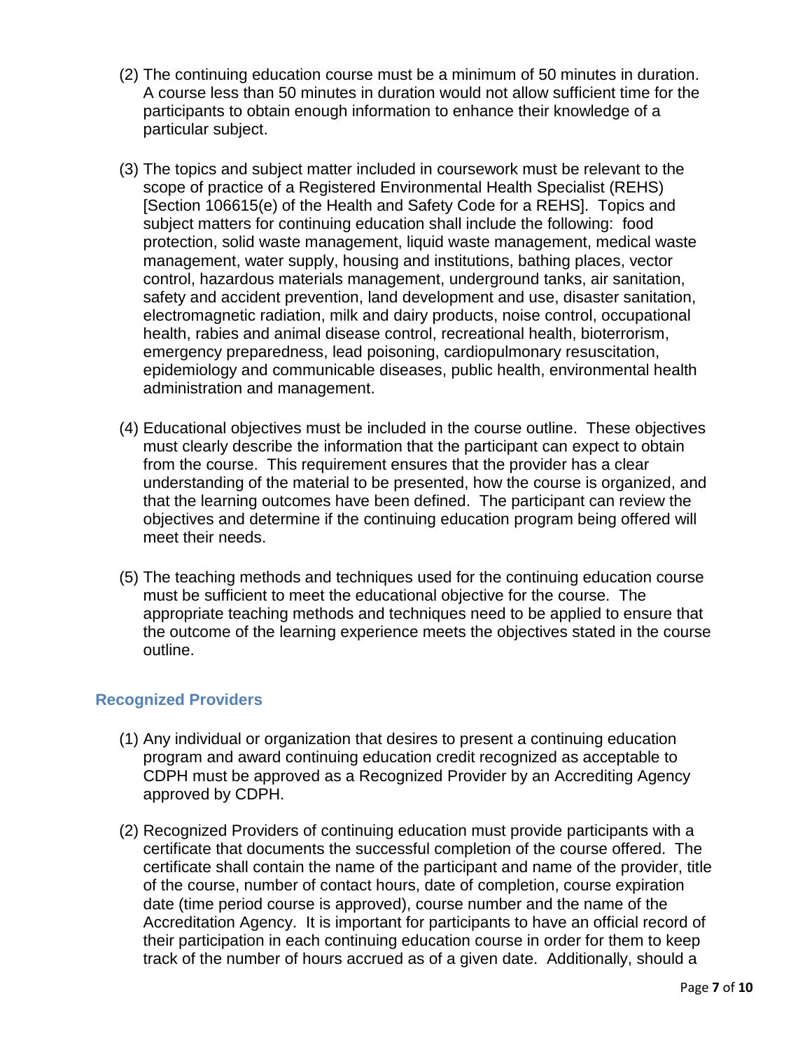(2) The continuing education course must be a minimum of 50 minutes in duration. A course less than 50 minutes in duration would not allow sufficient time for the participants to obtain enough information to enhance their knowledge of a particular subject.

(3) The topics and subject matter included in coursework must be relevant to the scope of practice of a Registered Environmental Health Specialist (REHS) [Section 106615(e) of the Health and Safety Code for a REHS]. Topics and subject matters for continuing education shall include the following: food protection, solid waste management, liquid waste management, medical waste management, water supply, housing and institutions, bathing places, vector control, hazardous materials management, underground tanks, air sanitation, safety and accident prevention, land development and use, disaster sanitation, electromagnetic radiation, milk and dairy products, noise control, occupational health, rabies and animal disease control, recreational health, bioterrorism, emergency preparedness, lead poisoning, cardiopulmonary resuscitation, epidemiology and communicable diseases, public health, environmental health administration and management.

(4) Educational objectives must be included in the course outline. These objectives must clearly describe the information that the participant can expect to obtain from the course. This requirement ensures that the provider has a clear understanding of the material to be presented, how the course is organized, and that the learning outcomes have been defined. The participant can review the objectives and determine if the continuing education program being offered will meet their needs.

(5) The teaching methods and techniques used for the continuing education course must be sufficient to meet the educational objective for the course. The appropriate teaching methods and techniques need to be applied to ensure that the outcome of the learning experience meets the objectives stated in the course outline.

### Recognized Providers

(1) Any individual or organization that desires to present a continuing education program and award continuing education credit recognized as acceptable to CDPH must be approved as a Recognized Provider by an Accrediting Agency approved by CDPH.

(2) Recognized Providers of continuing education must provide participants with a certificate that documents the successful completion of the course offered. The certificate shall contain the name of the participant and name of the provider, title of the course, number of contact hours, date of completion, course expiration date (time period course is approved), course number and the name of the Accreditation Agency. It is important for participants to have an official record of their participation in each continuing education course in order for them to keep track of the number of hours accrued as of a given date. Additionally, should a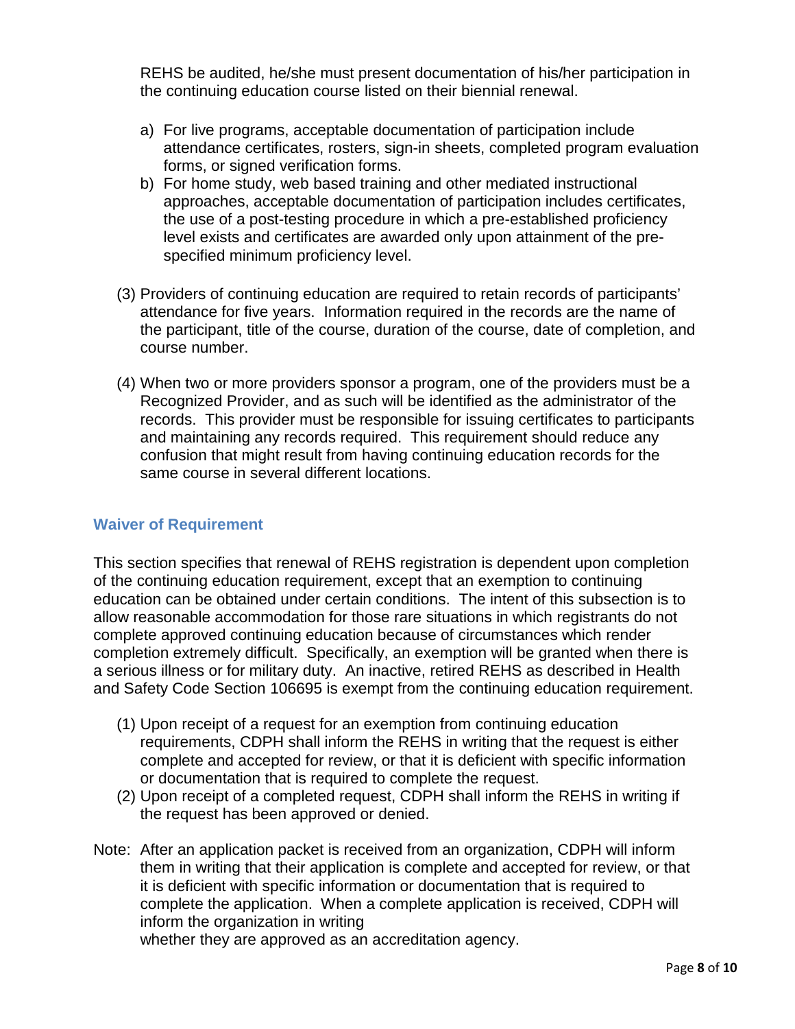REHS be audited, he/she must present documentation of his/her participation in the continuing education course listed on their biennial renewal.

a) For live programs, acceptable documentation of participation include attendance certificates, rosters, sign-in sheets, completed program evaluation forms, or signed verification forms.
b) For home study, web based training and other mediated instructional approaches, acceptable documentation of participation includes certificates, the use of a post-testing procedure in which a pre-established proficiency level exists and certificates are awarded only upon attainment of the pre-specified minimum proficiency level.

(3) Providers of continuing education are required to retain records of participants' attendance for five years. Information required in the records are the name of the participant, title of the course, duration of the course, date of completion, and course number.

(4) When two or more providers sponsor a program, one of the providers must be a Recognized Provider, and as such will be identified as the administrator of the records. This provider must be responsible for issuing certificates to participants and maintaining any records required. This requirement should reduce any confusion that might result from having continuing education records for the same course in several different locations.

### Waiver of Requirement

This section specifies that renewal of REHS registration is dependent upon completion of the continuing education requirement, except that an exemption to continuing education can be obtained under certain conditions. The intent of this subsection is to allow reasonable accommodation for those rare situations in which registrants do not complete approved continuing education because of circumstances which render completion extremely difficult. Specifically, an exemption will be granted when there is a serious illness or for military duty. An inactive, retired REHS as described in Health and Safety Code Section 106695 is exempt from the continuing education requirement.

(1) Upon receipt of a request for an exemption from continuing education requirements, CDPH shall inform the REHS in writing that the request is either complete and accepted for review, or that it is deficient with specific information or documentation that is required to complete the request.
(2) Upon receipt of a completed request, CDPH shall inform the REHS in writing if the request has been approved or denied.

Note: After an application packet is received from an organization, CDPH will inform them in writing that their application is complete and accepted for review, or that it is deficient with specific information or documentation that is required to complete the application. When a complete application is received, CDPH will inform the organization in writing whether they are approved as an accreditation agency.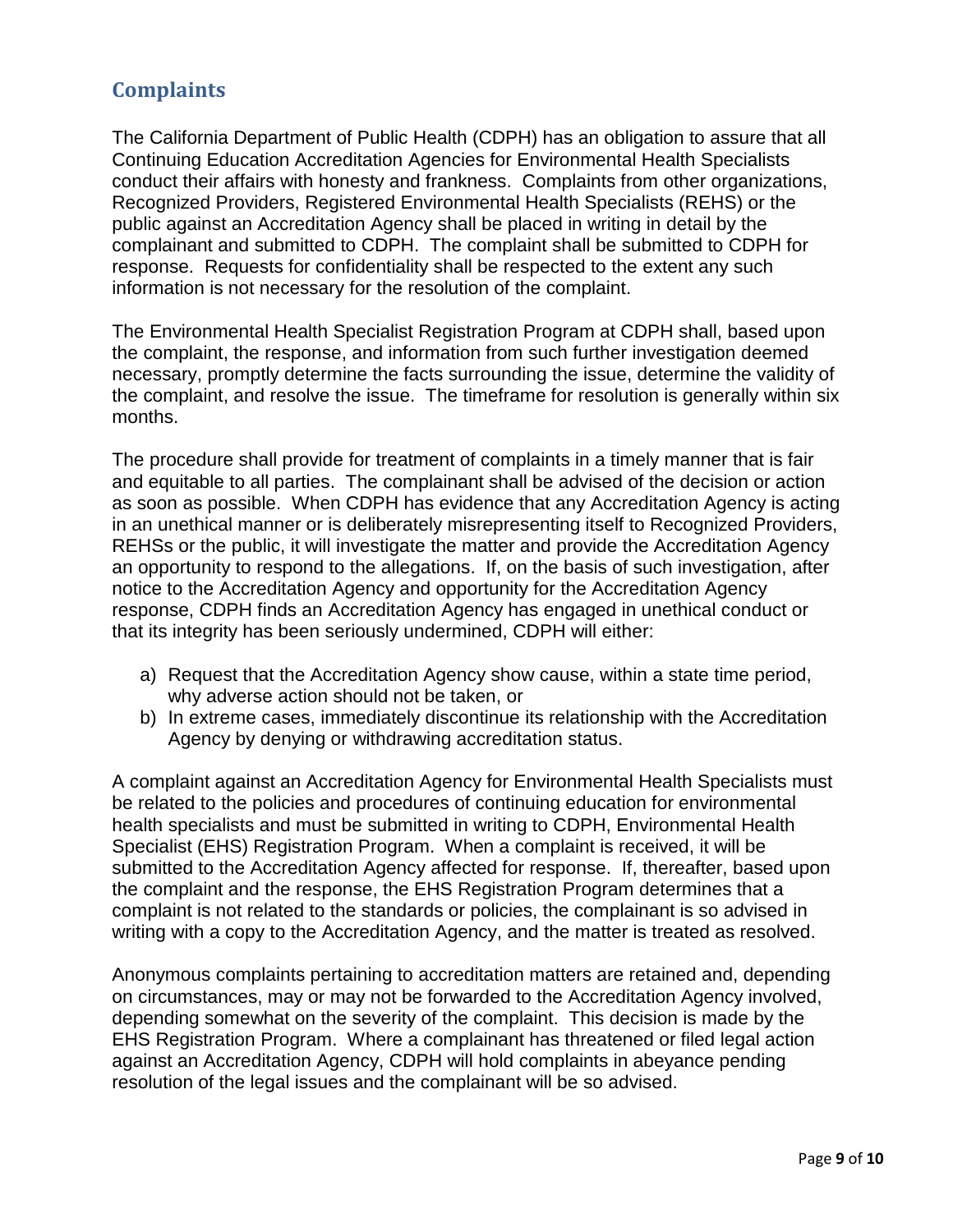## Complaints

The California Department of Public Health (CDPH) has an obligation to assure that all Continuing Education Accreditation Agencies for Environmental Health Specialists conduct their affairs with honesty and frankness. Complaints from other organizations, Recognized Providers, Registered Environmental Health Specialists (REHS) or the public against an Accreditation Agency shall be placed in writing in detail by the complainant and submitted to CDPH. The complaint shall be submitted to CDPH for response. Requests for confidentiality shall be respected to the extent any such information is not necessary for the resolution of the complaint.

The Environmental Health Specialist Registration Program at CDPH shall, based upon the complaint, the response, and information from such further investigation deemed necessary, promptly determine the facts surrounding the issue, determine the validity of the complaint, and resolve the issue. The timeframe for resolution is generally within six months.

The procedure shall provide for treatment of complaints in a timely manner that is fair and equitable to all parties. The complainant shall be advised of the decision or action as soon as possible. When CDPH has evidence that any Accreditation Agency is acting in an unethical manner or is deliberately misrepresenting itself to Recognized Providers, REHSs or the public, it will investigate the matter and provide the Accreditation Agency an opportunity to respond to the allegations. If, on the basis of such investigation, after notice to the Accreditation Agency and opportunity for the Accreditation Agency response, CDPH finds an Accreditation Agency has engaged in unethical conduct or that its integrity has been seriously undermined, CDPH will either:

a) Request that the Accreditation Agency show cause, within a state time period, why adverse action should not be taken, or
b) In extreme cases, immediately discontinue its relationship with the Accreditation Agency by denying or withdrawing accreditation status.

A complaint against an Accreditation Agency for Environmental Health Specialists must be related to the policies and procedures of continuing education for environmental health specialists and must be submitted in writing to CDPH, Environmental Health Specialist (EHS) Registration Program. When a complaint is received, it will be submitted to the Accreditation Agency affected for response. If, thereafter, based upon the complaint and the response, the EHS Registration Program determines that a complaint is not related to the standards or policies, the complainant is so advised in writing with a copy to the Accreditation Agency, and the matter is treated as resolved.

Anonymous complaints pertaining to accreditation matters are retained and, depending on circumstances, may or may not be forwarded to the Accreditation Agency involved, depending somewhat on the severity of the complaint. This decision is made by the EHS Registration Program. Where a complainant has threatened or filed legal action against an Accreditation Agency, CDPH will hold complaints in abeyance pending resolution of the legal issues and the complainant will be so advised.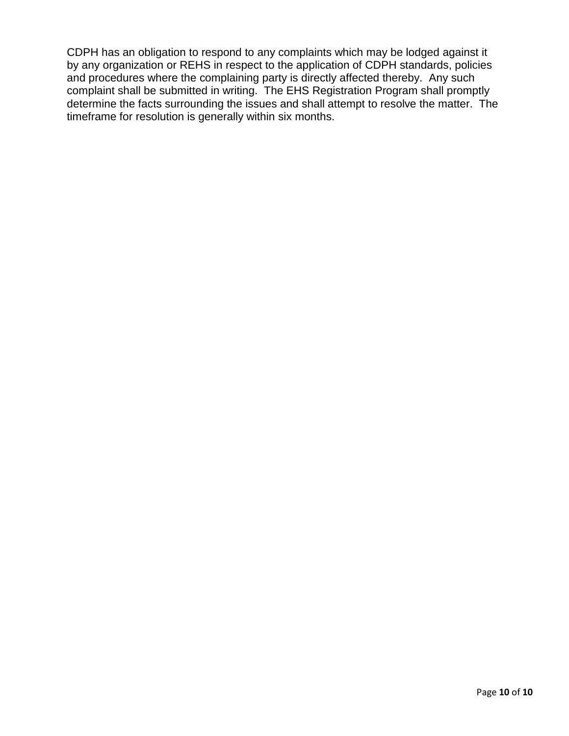CDPH has an obligation to respond to any complaints which may be lodged against it by any organization or REHS in respect to the application of CDPH standards, policies and procedures where the complaining party is directly affected thereby. Any such complaint shall be submitted in writing. The EHS Registration Program shall promptly determine the facts surrounding the issues and shall attempt to resolve the matter. The timeframe for resolution is generally within six months.